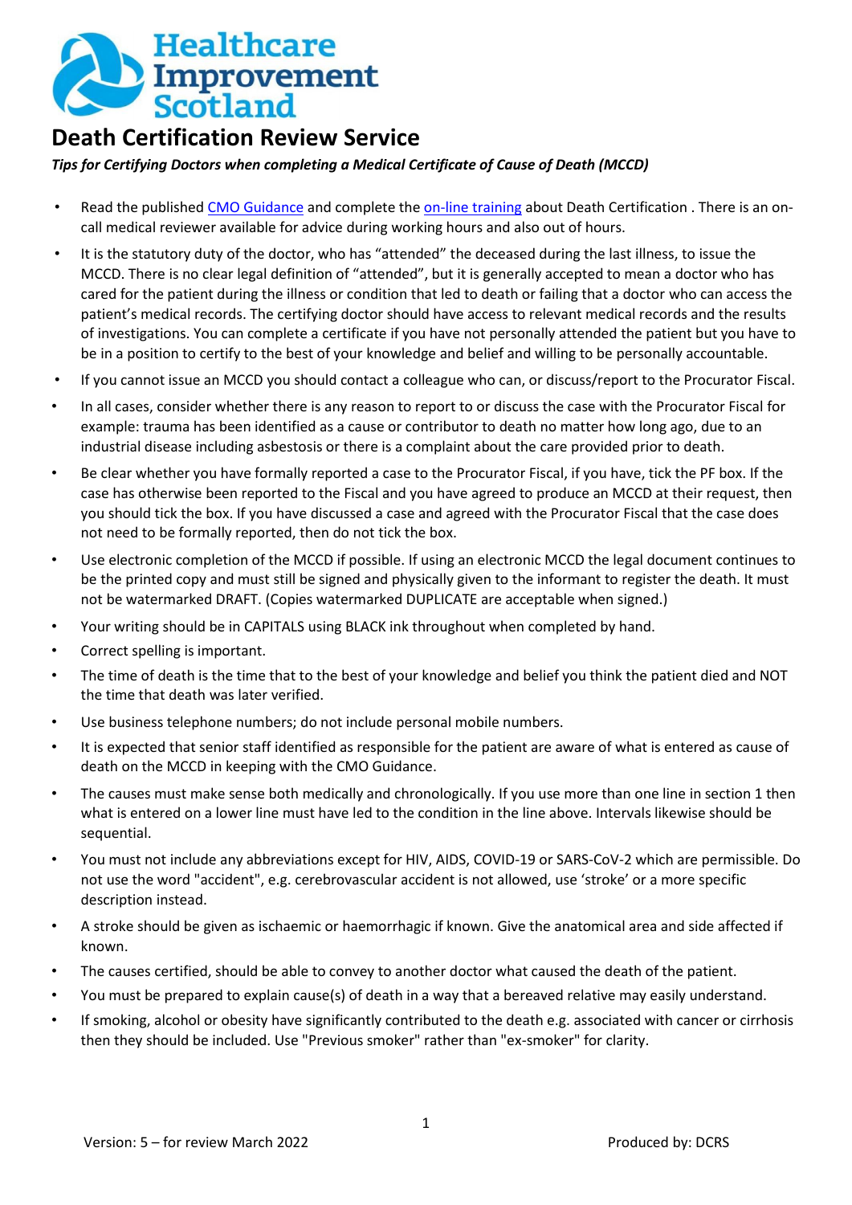Healthcare Improvement Scotland

# Death Certification Review Service

***Tips for Certifying Doctors when completing a Medical Certificate of Cause of Death (MCCD)***

- Read the published CMO Guidance and complete the on-line training about Death Certification . There is an on-call medical reviewer available for advice during working hours and also out of hours.
- It is the statutory duty of the doctor, who has "attended" the deceased during the last illness, to issue the MCCD. There is no clear legal definition of "attended", but it is generally accepted to mean a doctor who has cared for the patient during the illness or condition that led to death or failing that a doctor who can access the patient's medical records. The certifying doctor should have access to relevant medical records and the results of investigations. You can complete a certificate if you have not personally attended the patient but you have to be in a position to certify to the best of your knowledge and belief and willing to be personally accountable.
- If you cannot issue an MCCD you should contact a colleague who can, or discuss/report to the Procurator Fiscal.
- In all cases, consider whether there is any reason to report to or discuss the case with the Procurator Fiscal for example: trauma has been identified as a cause or contributor to death no matter how long ago, due to an industrial disease including asbestosis or there is a complaint about the care provided prior to death.
- Be clear whether you have formally reported a case to the Procurator Fiscal, if you have, tick the PF box. If the case has otherwise been reported to the Fiscal and you have agreed to produce an MCCD at their request, then you should tick the box. If you have discussed a case and agreed with the Procurator Fiscal that the case does not need to be formally reported, then do not tick the box.
- Use electronic completion of the MCCD if possible. If using an electronic MCCD the legal document continues to be the printed copy and must still be signed and physically given to the informant to register the death. It must not be watermarked DRAFT. (Copies watermarked DUPLICATE are acceptable when signed.)
- Your writing should be in CAPITALS using BLACK ink throughout when completed by hand.
- Correct spelling is important.
- The time of death is the time that to the best of your knowledge and belief you think the patient died and NOT the time that death was later verified.
- Use business telephone numbers; do not include personal mobile numbers.
- It is expected that senior staff identified as responsible for the patient are aware of what is entered as cause of death on the MCCD in keeping with the CMO Guidance.
- The causes must make sense both medically and chronologically. If you use more than one line in section 1 then what is entered on a lower line must have led to the condition in the line above. Intervals likewise should be sequential.
- You must not include any abbreviations except for HIV, AIDS, COVID-19 or SARS-CoV-2 which are permissible. Do not use the word "accident", e.g. cerebrovascular accident is not allowed, use 'stroke' or a more specific description instead.
- A stroke should be given as ischaemic or haemorrhagic if known. Give the anatomical area and side affected if known.
- The causes certified, should be able to convey to another doctor what caused the death of the patient.
- You must be prepared to explain cause(s) of death in a way that a bereaved relative may easily understand.
- If smoking, alcohol or obesity have significantly contributed to the death e.g. associated with cancer or cirrhosis then they should be included. Use "Previous smoker" rather than "ex-smoker" for clarity.

Version: 5 – for review March 2022 Produced by: DCRS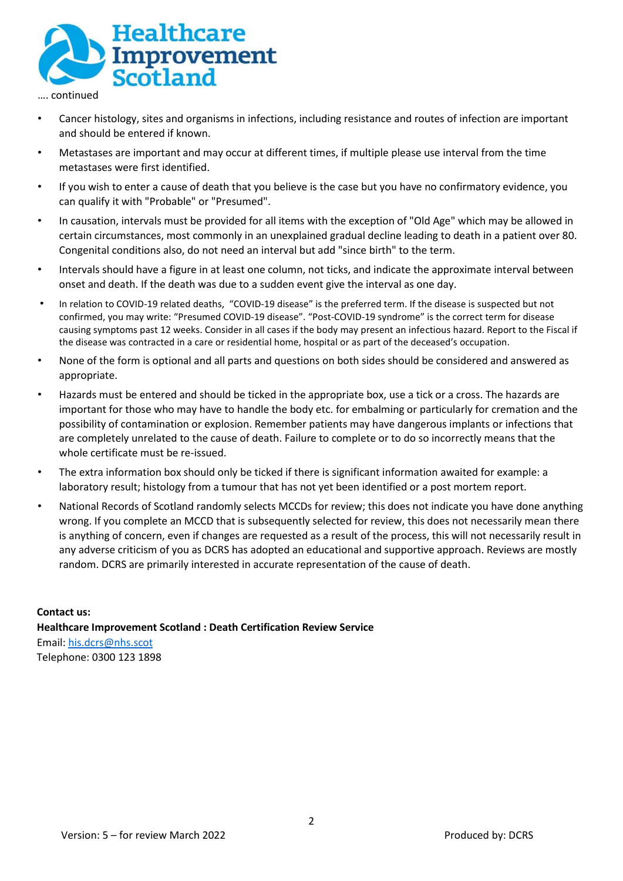…. continued

- Cancer histology, sites and organisms in infections, including resistance and routes of infection are important and should be entered if known.
- Metastases are important and may occur at different times, if multiple please use interval from the time metastases were first identified.
- If you wish to enter a cause of death that you believe is the case but you have no confirmatory evidence, you can qualify it with "Probable" or "Presumed".
- In causation, intervals must be provided for all items with the exception of "Old Age" which may be allowed in certain circumstances, most commonly in an unexplained gradual decline leading to death in a patient over 80. Congenital conditions also, do not need an interval but add "since birth" to the term.
- Intervals should have a figure in at least one column, not ticks, and indicate the approximate interval between onset and death. If the death was due to a sudden event give the interval as one day.
- In relation to COVID-19 related deaths, "COVID-19 disease" is the preferred term. If the disease is suspected but not confirmed, you may write: "Presumed COVID-19 disease". "Post-COVID-19 syndrome" is the correct term for disease causing symptoms past 12 weeks. Consider in all cases if the body may present an infectious hazard. Report to the Fiscal if the disease was contracted in a care or residential home, hospital or as part of the deceased's occupation.
- None of the form is optional and all parts and questions on both sides should be considered and answered as appropriate.
- Hazards must be entered and should be ticked in the appropriate box, use a tick or a cross. The hazards are important for those who may have to handle the body etc. for embalming or particularly for cremation and the possibility of contamination or explosion. Remember patients may have dangerous implants or infections that are completely unrelated to the cause of death. Failure to complete or to do so incorrectly means that the whole certificate must be re-issued.
- The extra information box should only be ticked if there is significant information awaited for example: a laboratory result; histology from a tumour that has not yet been identified or a post mortem report.
- National Records of Scotland randomly selects MCCDs for review; this does not indicate you have done anything wrong. If you complete an MCCD that is subsequently selected for review, this does not necessarily mean there is anything of concern, even if changes are requested as a result of the process, this will not necessarily result in any adverse criticism of you as DCRS has adopted an educational and supportive approach. Reviews are mostly random. DCRS are primarily interested in accurate representation of the cause of death.

**Contact us:**
**Healthcare Improvement Scotland : Death Certification Review Service**
Email: his.dcrs@nhs.scot
Telephone: 0300 123 1898

Version: 5 – for review March 2022 Produced by: DCRS